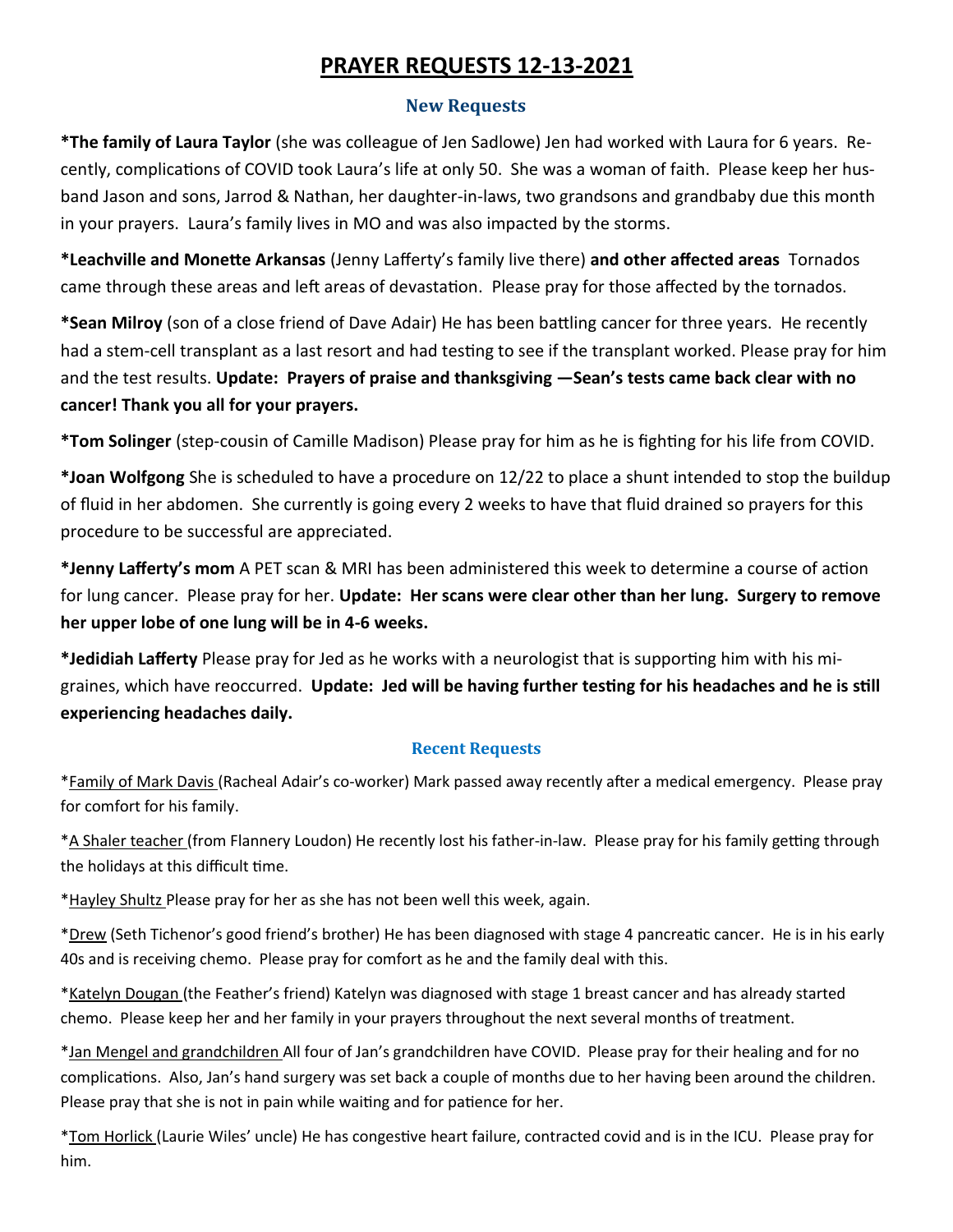# PRAYER REQUESTS 12-13-2021

## New Requests

**\*The family of Laura Taylor** (she was colleague of Jen Sadlowe) Jen had worked with Laura for 6 years. Recently, complications of COVID took Laura's life at only 50. She was a woman of faith. Please keep her husband Jason and sons, Jarrod & Nathan, her daughter-in-laws, two grandsons and grandbaby due this month in your prayers. Laura's family lives in MO and was also impacted by the storms.

**\*Leachville and Monette Arkansas** (Jenny Lafferty's family live there) **and other affected areas** Tornados came through these areas and left areas of devastation. Please pray for those affected by the tornados.

**\*Sean Milroy** (son of a close friend of Dave Adair) He has been battling cancer for three years. He recently had a stem-cell transplant as a last resort and had testing to see if the transplant worked. Please pray for him and the test results. **Update: Prayers of praise and thanksgiving —Sean's tests came back clear with no cancer! Thank you all for your prayers.**

**\*Tom Solinger** (step-cousin of Camille Madison) Please pray for him as he is fighting for his life from COVID.

**\*Joan Wolfgong** She is scheduled to have a procedure on 12/22 to place a shunt intended to stop the buildup of fluid in her abdomen. She currently is going every 2 weeks to have that fluid drained so prayers for this procedure to be successful are appreciated.

**\*Jenny Lafferty's mom** A PET scan & MRI has been administered this week to determine a course of action for lung cancer. Please pray for her. **Update: Her scans were clear other than her lung. Surgery to remove her upper lobe of one lung will be in 4-6 weeks.**

**\*Jedidiah Lafferty** Please pray for Jed as he works with a neurologist that is supporting him with his migraines, which have reoccurred. **Update: Jed will be having further testing for his headaches and he is still experiencing headaches daily.**

## Recent Requests

\*<u>Family of Mark Davis</u> (Racheal Adair's co-worker) Mark passed away recently after a medical emergency. Please pray for comfort for his family.

\*<u>A Shaler teacher</u> (from Flannery Loudon) He recently lost his father-in-law. Please pray for his family getting through the holidays at this difficult time.

\*<u>Hayley Shultz</u> Please pray for her as she has not been well this week, again.

\*<u>Drew</u> (Seth Tichenor's good friend's brother) He has been diagnosed with stage 4 pancreatic cancer. He is in his early 40s and is receiving chemo. Please pray for comfort as he and the family deal with this.

\*<u>Katelyn Dougan</u> (the Feather's friend) Katelyn was diagnosed with stage 1 breast cancer and has already started chemo. Please keep her and her family in your prayers throughout the next several months of treatment.

\*<u>Jan Mengel and grandchildren</u> All four of Jan's grandchildren have COVID. Please pray for their healing and for no complications. Also, Jan's hand surgery was set back a couple of months due to her having been around the children. Please pray that she is not in pain while waiting and for patience for her.

\*<u>Tom Horlick</u> (Laurie Wiles' uncle) He has congestive heart failure, contracted covid and is in the ICU. Please pray for him.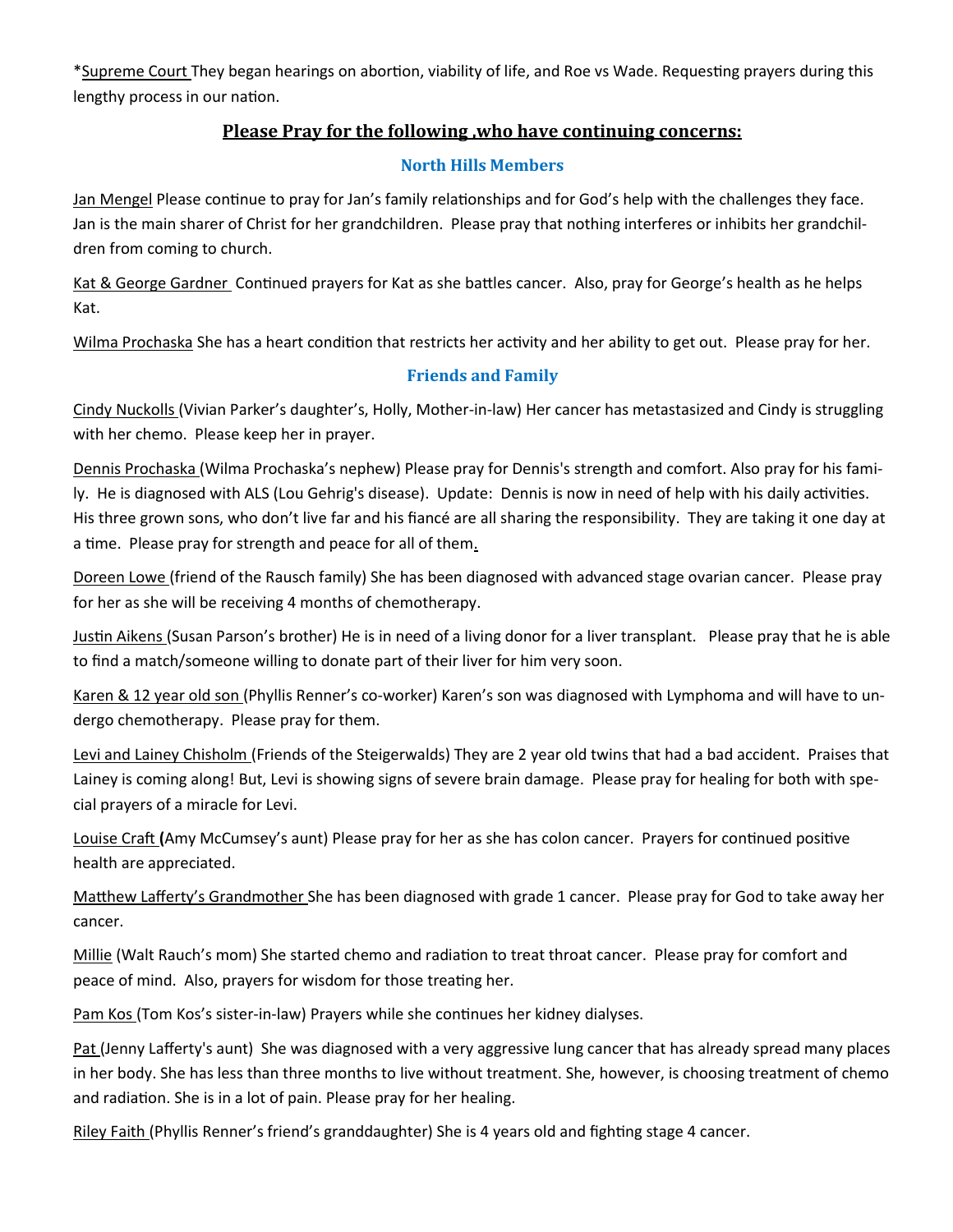*Supreme Court They began hearings on abortion, viability of life, and Roe vs Wade. Requesting prayers during this lengthy process in our nation.

## Please Pray for the following ,who have continuing concerns:

### North Hills Members

Jan Mengel Please continue to pray for Jan's family relationships and for God's help with the challenges they face. Jan is the main sharer of Christ for her grandchildren. Please pray that nothing interferes or inhibits her grandchildren from coming to church.

Kat & George Gardner Continued prayers for Kat as she battles cancer. Also, pray for George's health as he helps Kat.

Wilma Prochaska She has a heart condition that restricts her activity and her ability to get out. Please pray for her.

### Friends and Family

Cindy Nuckolls (Vivian Parker's daughter's, Holly, Mother-in-law) Her cancer has metastasized and Cindy is struggling with her chemo. Please keep her in prayer.

Dennis Prochaska (Wilma Prochaska's nephew) Please pray for Dennis's strength and comfort. Also pray for his family. He is diagnosed with ALS (Lou Gehrig's disease). Update: Dennis is now in need of help with his daily activities. His three grown sons, who don't live far and his fiancé are all sharing the responsibility. They are taking it one day at a time. Please pray for strength and peace for all of them.

Doreen Lowe (friend of the Rausch family) She has been diagnosed with advanced stage ovarian cancer. Please pray for her as she will be receiving 4 months of chemotherapy.

Justin Aikens (Susan Parson's brother) He is in need of a living donor for a liver transplant. Please pray that he is able to find a match/someone willing to donate part of their liver for him very soon.

Karen & 12 year old son (Phyllis Renner's co-worker) Karen's son was diagnosed with Lymphoma and will have to undergo chemotherapy. Please pray for them.

Levi and Lainey Chisholm (Friends of the Steigerwalds) They are 2 year old twins that had a bad accident. Praises that Lainey is coming along! But, Levi is showing signs of severe brain damage. Please pray for healing for both with special prayers of a miracle for Levi.

Louise Craft **(**Amy McCumsey's aunt) Please pray for her as she has colon cancer. Prayers for continued positive health are appreciated.

Matthew Lafferty's Grandmother She has been diagnosed with grade 1 cancer. Please pray for God to take away her cancer.

Millie (Walt Rauch's mom) She started chemo and radiation to treat throat cancer. Please pray for comfort and peace of mind. Also, prayers for wisdom for those treating her.

Pam Kos (Tom Kos's sister-in-law) Prayers while she continues her kidney dialyses.

Pat (Jenny Lafferty's aunt) She was diagnosed with a very aggressive lung cancer that has already spread many places in her body. She has less than three months to live without treatment. She, however, is choosing treatment of chemo and radiation. She is in a lot of pain. Please pray for her healing.

Riley Faith (Phyllis Renner's friend's granddaughter) She is 4 years old and fighting stage 4 cancer.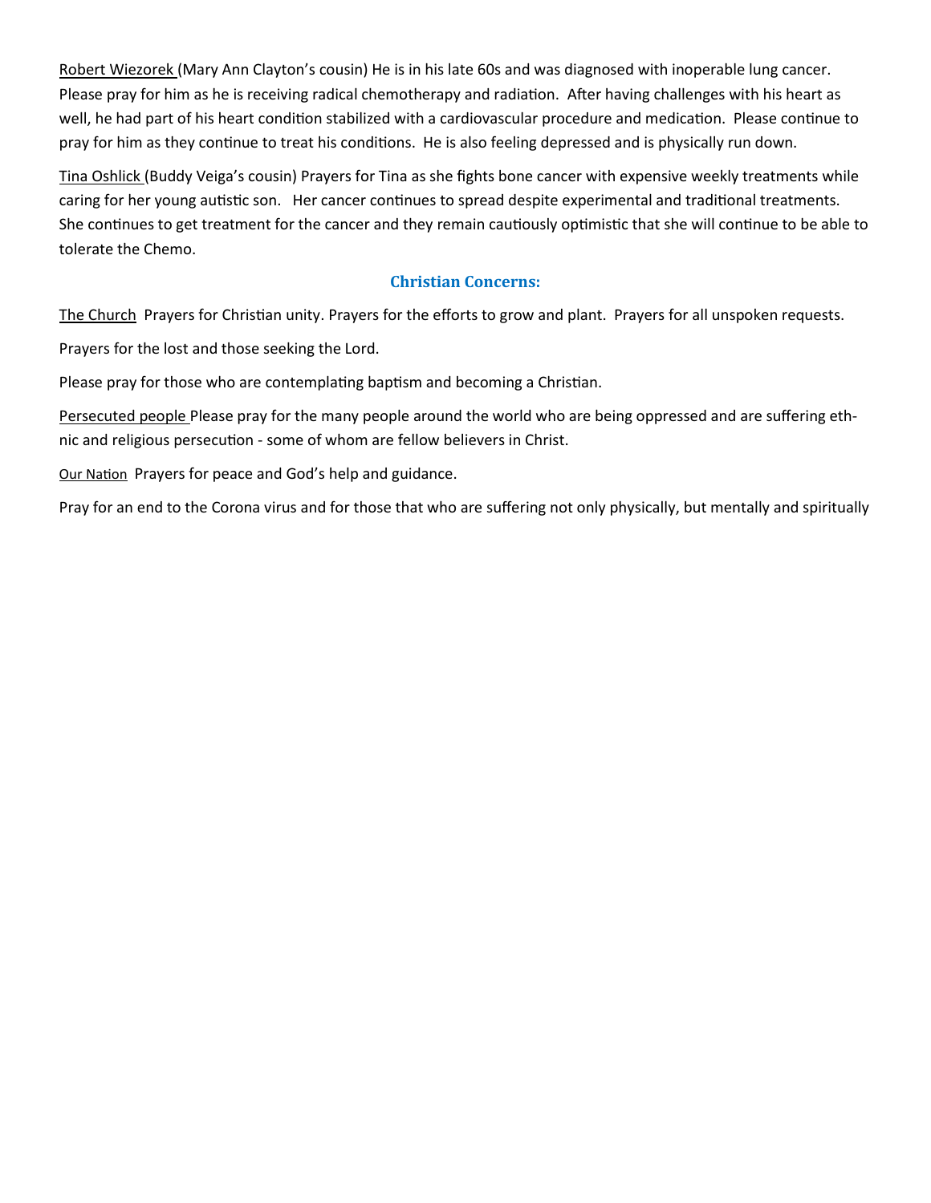Robert Wiezorek (Mary Ann Clayton's cousin) He is in his late 60s and was diagnosed with inoperable lung cancer. Please pray for him as he is receiving radical chemotherapy and radiation. After having challenges with his heart as well, he had part of his heart condition stabilized with a cardiovascular procedure and medication. Please continue to pray for him as they continue to treat his conditions. He is also feeling depressed and is physically run down.

Tina Oshlick (Buddy Veiga's cousin) Prayers for Tina as she fights bone cancer with expensive weekly treatments while caring for her young autistic son. Her cancer continues to spread despite experimental and traditional treatments. She continues to get treatment for the cancer and they remain cautiously optimistic that she will continue to be able to tolerate the Chemo.

## Christian Concerns:

The Church Prayers for Christian unity. Prayers for the efforts to grow and plant. Prayers for all unspoken requests.

Prayers for the lost and those seeking the Lord.

Please pray for those who are contemplating baptism and becoming a Christian.

Persecuted people Please pray for the many people around the world who are being oppressed and are suffering ethnic and religious persecution - some of whom are fellow believers in Christ.

Our Nation Prayers for peace and God's help and guidance.

Pray for an end to the Corona virus and for those that who are suffering not only physically, but mentally and spiritually